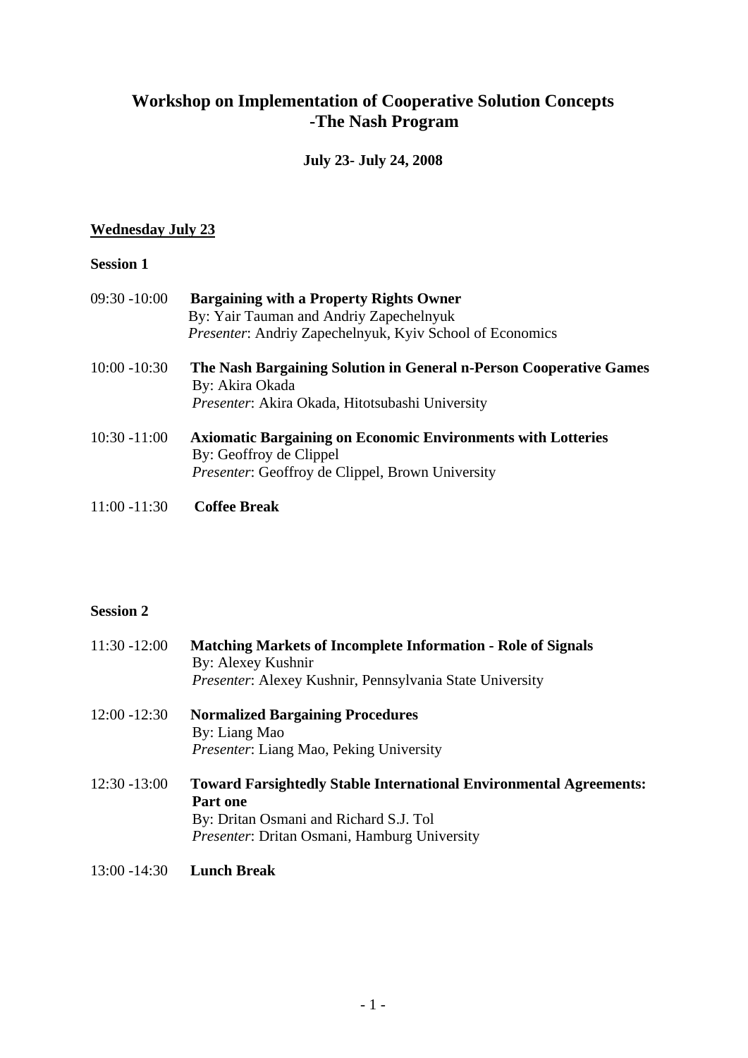# Workshop on Implementation of Cooperative Solution Concepts -The Nash Program

**July 23- July 24, 2008**

## Wednesday July 23

### Session 1

09:30 -10:00 **Bargaining with a Property Rights Owner**
By: Yair Tauman and Andriy Zapechelnyuk
*Presenter*: Andriy Zapechelnyuk, Kyiv School of Economics

10:00 -10:30 **The Nash Bargaining Solution in General n-Person Cooperative Games**
By: Akira Okada
*Presenter*: Akira Okada, Hitotsubashi University

10:30 -11:00 **Axiomatic Bargaining on Economic Environments with Lotteries**
By: Geoffroy de Clippel
*Presenter*: Geoffroy de Clippel, Brown University

11:00 -11:30 **Coffee Break**

### Session 2

11:30 -12:00 **Matching Markets of Incomplete Information - Role of Signals**
By: Alexey Kushnir
*Presenter*: Alexey Kushnir, Pennsylvania State University

12:00 -12:30 **Normalized Bargaining Procedures**
By: Liang Mao
*Presenter*: Liang Mao, Peking University

12:30 -13:00 **Toward Farsightedly Stable International Environmental Agreements: Part one**
By: Dritan Osmani and Richard S.J. Tol
*Presenter*: Dritan Osmani, Hamburg University

13:00 -14:30 **Lunch Break**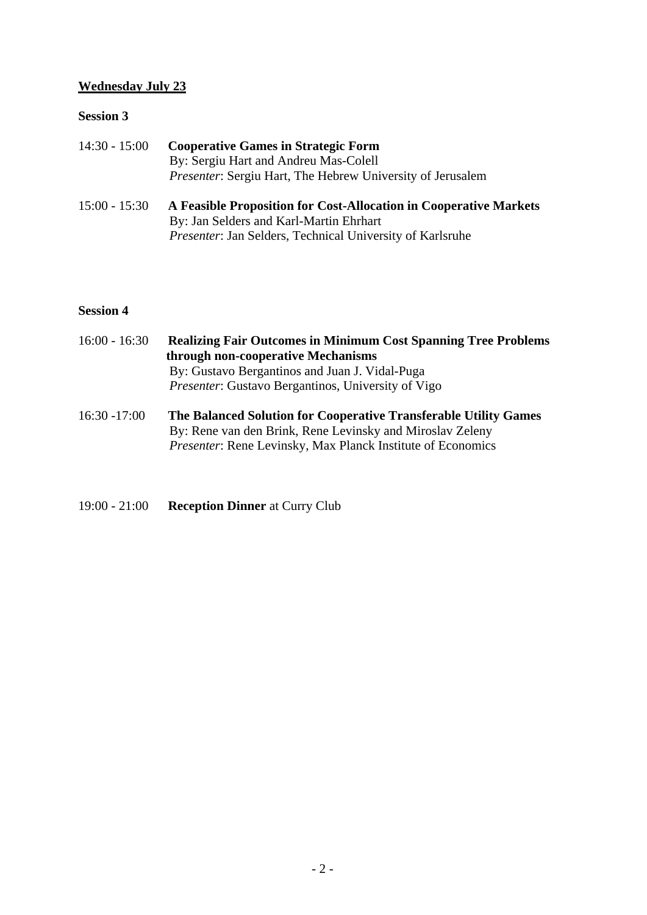**Wednesday July 23**

**Session 3**

14:30 - 15:00 **Cooperative Games in Strategic Form**
By: Sergiu Hart and Andreu Mas-Colell
*Presenter*: Sergiu Hart, The Hebrew University of Jerusalem

15:00 - 15:30 **A Feasible Proposition for Cost-Allocation in Cooperative Markets**
By: Jan Selders and Karl-Martin Ehrhart
*Presenter*: Jan Selders, Technical University of Karlsruhe

**Session 4**

16:00 - 16:30 **Realizing Fair Outcomes in Minimum Cost Spanning Tree Problems through non-cooperative Mechanisms**
By: Gustavo Bergantinos and Juan J. Vidal-Puga
*Presenter*: Gustavo Bergantinos, University of Vigo

16:30 -17:00 **The Balanced Solution for Cooperative Transferable Utility Games**
By: Rene van den Brink, Rene Levinsky and Miroslav Zeleny
*Presenter*: Rene Levinsky, Max Planck Institute of Economics

19:00 - 21:00 **Reception Dinner** at Curry Club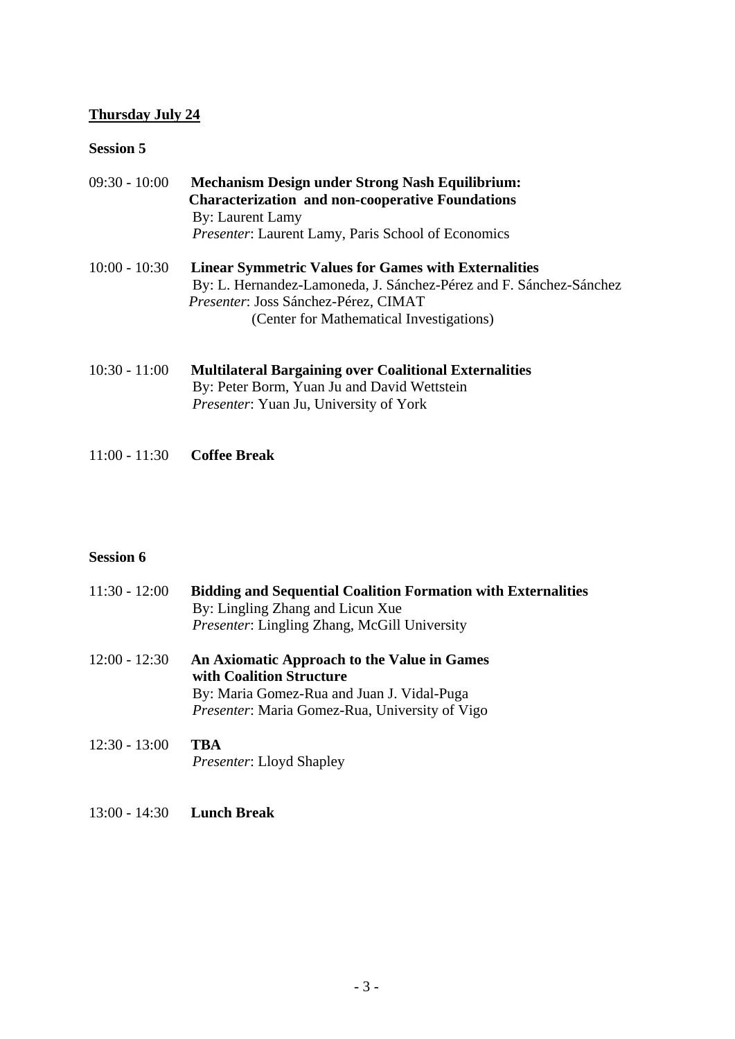**<u>Thursday July 24</u>**

**Session 5**

09:30 - 10:00 **Mechanism Design under Strong Nash Equilibrium: Characterization and non-cooperative Foundations**
By: Laurent Lamy
*Presenter*: Laurent Lamy, Paris School of Economics

10:00 - 10:30 **Linear Symmetric Values for Games with Externalities**
By: L. Hernandez-Lamoneda, J. Sánchez-Pérez and F. Sánchez-Sánchez
*Presenter*: Joss Sánchez-Pérez, CIMAT
(Center for Mathematical Investigations)

10:30 - 11:00 **Multilateral Bargaining over Coalitional Externalities**
By: Peter Borm, Yuan Ju and David Wettstein
*Presenter*: Yuan Ju, University of York

11:00 - 11:30 **Coffee Break**

**Session 6**

11:30 - 12:00 **Bidding and Sequential Coalition Formation with Externalities**
By: Lingling Zhang and Licun Xue
*Presenter*: Lingling Zhang, McGill University

12:00 - 12:30 **An Axiomatic Approach to the Value in Games with Coalition Structure**
By: Maria Gomez-Rua and Juan J. Vidal-Puga
*Presenter*: Maria Gomez-Rua, University of Vigo

12:30 - 13:00 **TBA**
*Presenter*: Lloyd Shapley

13:00 - 14:30 **Lunch Break**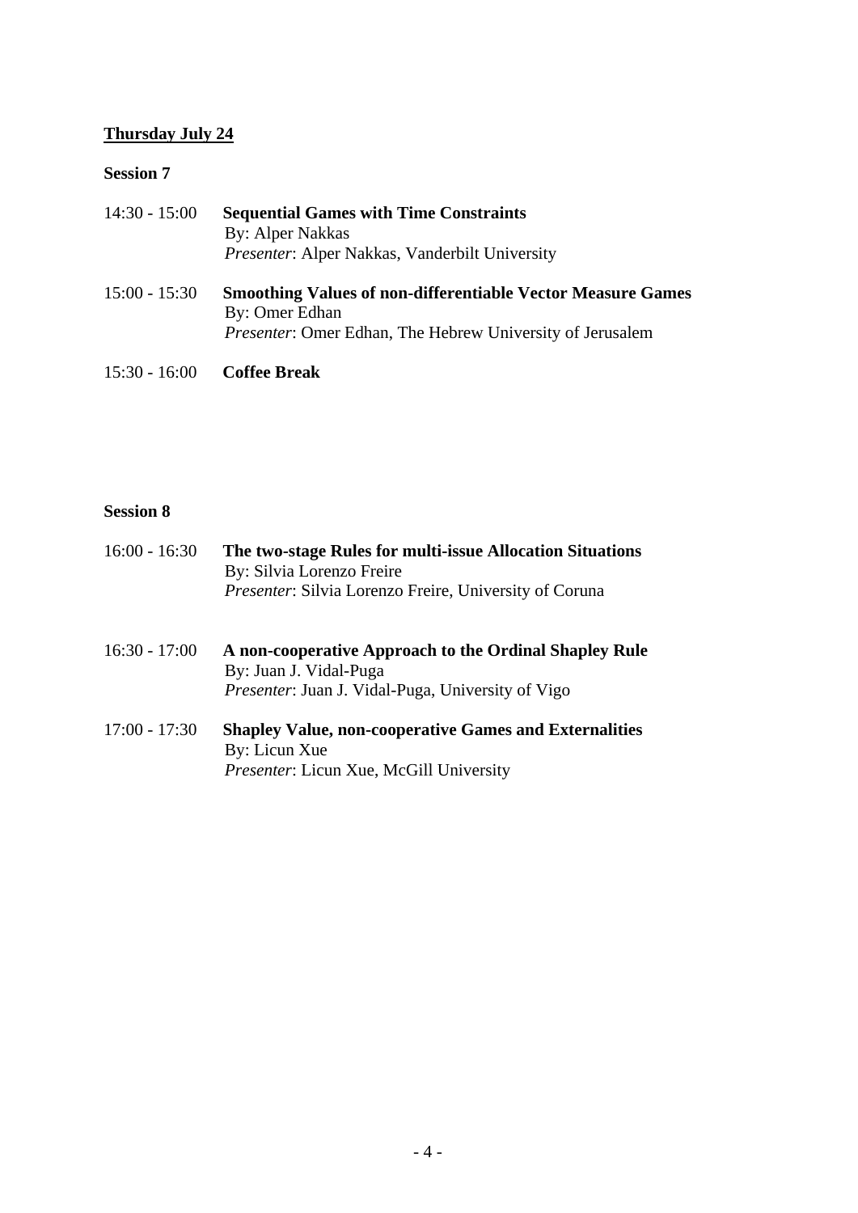**<u>Thursday July 24</u>**

**Session 7**

14:30 - 15:00 **Sequential Games with Time Constraints**
By: Alper Nakkas
*Presenter*: Alper Nakkas, Vanderbilt University

15:00 - 15:30 **Smoothing Values of non-differentiable Vector Measure Games**
By: Omer Edhan
*Presenter*: Omer Edhan, The Hebrew University of Jerusalem

15:30 - 16:00 **Coffee Break**

**Session 8**

16:00 - 16:30 **The two-stage Rules for multi-issue Allocation Situations**
By: Silvia Lorenzo Freire
*Presenter*: Silvia Lorenzo Freire, University of Coruna

16:30 - 17:00 **A non-cooperative Approach to the Ordinal Shapley Rule**
By: Juan J. Vidal-Puga
*Presenter*: Juan J. Vidal-Puga, University of Vigo

17:00 - 17:30 **Shapley Value, non-cooperative Games and Externalities**
By: Licun Xue
*Presenter*: Licun Xue, McGill University